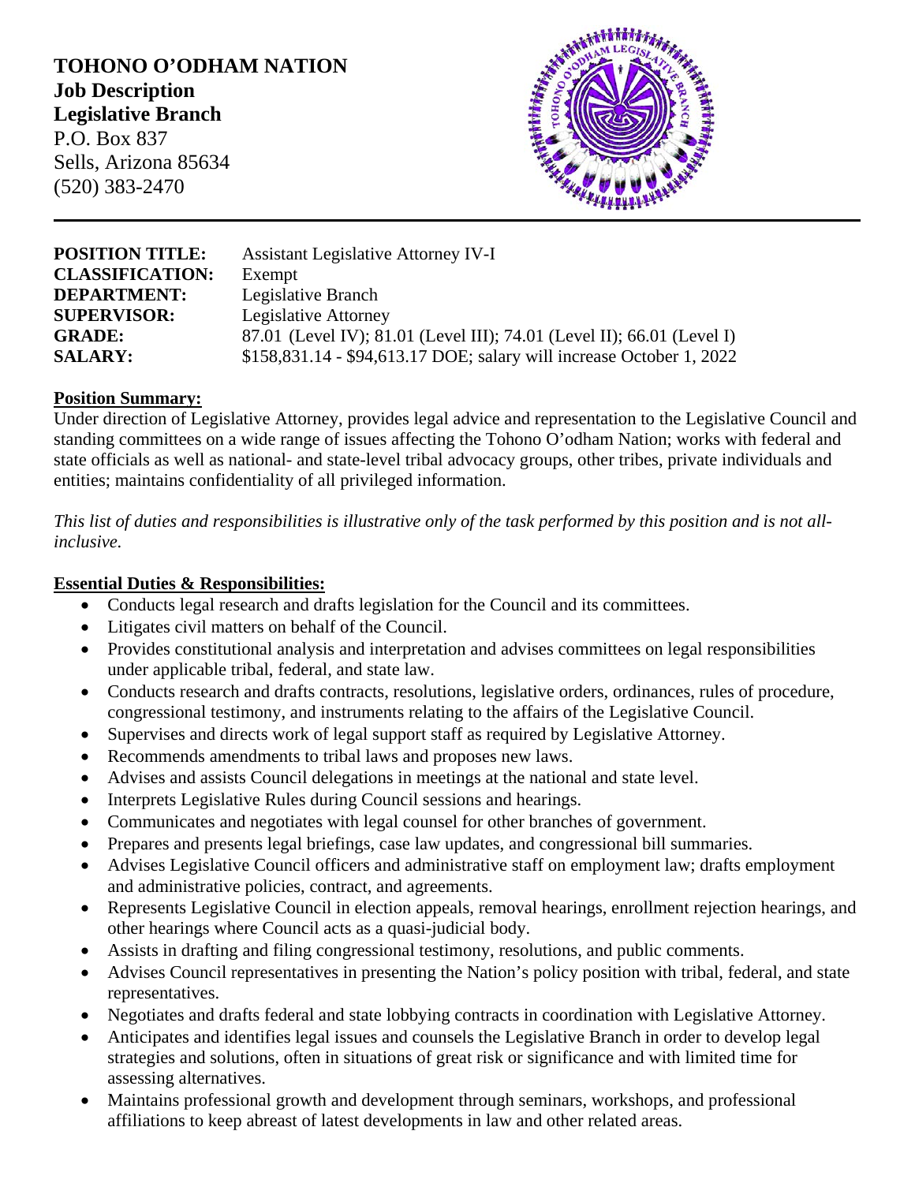**TOHONO O'ODHAM NATION**
**Job Description**
**Legislative Branch**
P.O. Box 837
Sells, Arizona 85634
(520) 383-2470

| | |
|---|---|
| **POSITION TITLE:** | Assistant Legislative Attorney IV-I |
| **CLASSIFICATION:** | Exempt |
| **DEPARTMENT:** | Legislative Branch |
| **SUPERVISOR:** | Legislative Attorney |
| **GRADE:** | 87.01 (Level IV); 81.01 (Level III); 74.01 (Level II); 66.01 (Level I) |
| **SALARY:** | $158,831.14 - $94,613.17 DOE; salary will increase October 1, 2022 |

**Position Summary:**

Under direction of Legislative Attorney, provides legal advice and representation to the Legislative Council and standing committees on a wide range of issues affecting the Tohono O'odham Nation; works with federal and state officials as well as national- and state-level tribal advocacy groups, other tribes, private individuals and entities; maintains confidentiality of all privileged information.

*This list of duties and responsibilities is illustrative only of the task performed by this position and is not all-inclusive.*

**Essential Duties & Responsibilities:**

- Conducts legal research and drafts legislation for the Council and its committees.
- Litigates civil matters on behalf of the Council.
- Provides constitutional analysis and interpretation and advises committees on legal responsibilities under applicable tribal, federal, and state law.
- Conducts research and drafts contracts, resolutions, legislative orders, ordinances, rules of procedure, congressional testimony, and instruments relating to the affairs of the Legislative Council.
- Supervises and directs work of legal support staff as required by Legislative Attorney.
- Recommends amendments to tribal laws and proposes new laws.
- Advises and assists Council delegations in meetings at the national and state level.
- Interprets Legislative Rules during Council sessions and hearings.
- Communicates and negotiates with legal counsel for other branches of government.
- Prepares and presents legal briefings, case law updates, and congressional bill summaries.
- Advises Legislative Council officers and administrative staff on employment law; drafts employment and administrative policies, contract, and agreements.
- Represents Legislative Council in election appeals, removal hearings, enrollment rejection hearings, and other hearings where Council acts as a quasi-judicial body.
- Assists in drafting and filing congressional testimony, resolutions, and public comments.
- Advises Council representatives in presenting the Nation's policy position with tribal, federal, and state representatives.
- Negotiates and drafts federal and state lobbying contracts in coordination with Legislative Attorney.
- Anticipates and identifies legal issues and counsels the Legislative Branch in order to develop legal strategies and solutions, often in situations of great risk or significance and with limited time for assessing alternatives.
- Maintains professional growth and development through seminars, workshops, and professional affiliations to keep abreast of latest developments in law and other related areas.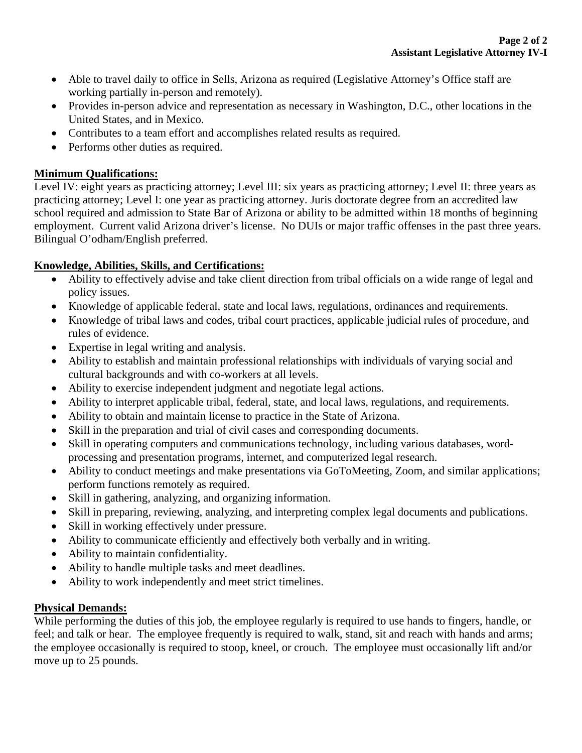- Able to travel daily to office in Sells, Arizona as required (Legislative Attorney's Office staff are working partially in-person and remotely).
- Provides in-person advice and representation as necessary in Washington, D.C., other locations in the United States, and in Mexico.
- Contributes to a team effort and accomplishes related results as required.
- Performs other duties as required.

**Minimum Qualifications:**

Level IV: eight years as practicing attorney; Level III: six years as practicing attorney; Level II: three years as practicing attorney; Level I: one year as practicing attorney. Juris doctorate degree from an accredited law school required and admission to State Bar of Arizona or ability to be admitted within 18 months of beginning employment. Current valid Arizona driver's license. No DUIs or major traffic offenses in the past three years. Bilingual O'odham/English preferred.

**Knowledge, Abilities, Skills, and Certifications:**

- Ability to effectively advise and take client direction from tribal officials on a wide range of legal and policy issues.
- Knowledge of applicable federal, state and local laws, regulations, ordinances and requirements.
- Knowledge of tribal laws and codes, tribal court practices, applicable judicial rules of procedure, and rules of evidence.
- Expertise in legal writing and analysis.
- Ability to establish and maintain professional relationships with individuals of varying social and cultural backgrounds and with co-workers at all levels.
- Ability to exercise independent judgment and negotiate legal actions.
- Ability to interpret applicable tribal, federal, state, and local laws, regulations, and requirements.
- Ability to obtain and maintain license to practice in the State of Arizona.
- Skill in the preparation and trial of civil cases and corresponding documents.
- Skill in operating computers and communications technology, including various databases, word-processing and presentation programs, internet, and computerized legal research.
- Ability to conduct meetings and make presentations via GoToMeeting, Zoom, and similar applications; perform functions remotely as required.
- Skill in gathering, analyzing, and organizing information.
- Skill in preparing, reviewing, analyzing, and interpreting complex legal documents and publications.
- Skill in working effectively under pressure.
- Ability to communicate efficiently and effectively both verbally and in writing.
- Ability to maintain confidentiality.
- Ability to handle multiple tasks and meet deadlines.
- Ability to work independently and meet strict timelines.

**Physical Demands:**

While performing the duties of this job, the employee regularly is required to use hands to fingers, handle, or feel; and talk or hear. The employee frequently is required to walk, stand, sit and reach with hands and arms; the employee occasionally is required to stoop, kneel, or crouch. The employee must occasionally lift and/or move up to 25 pounds.